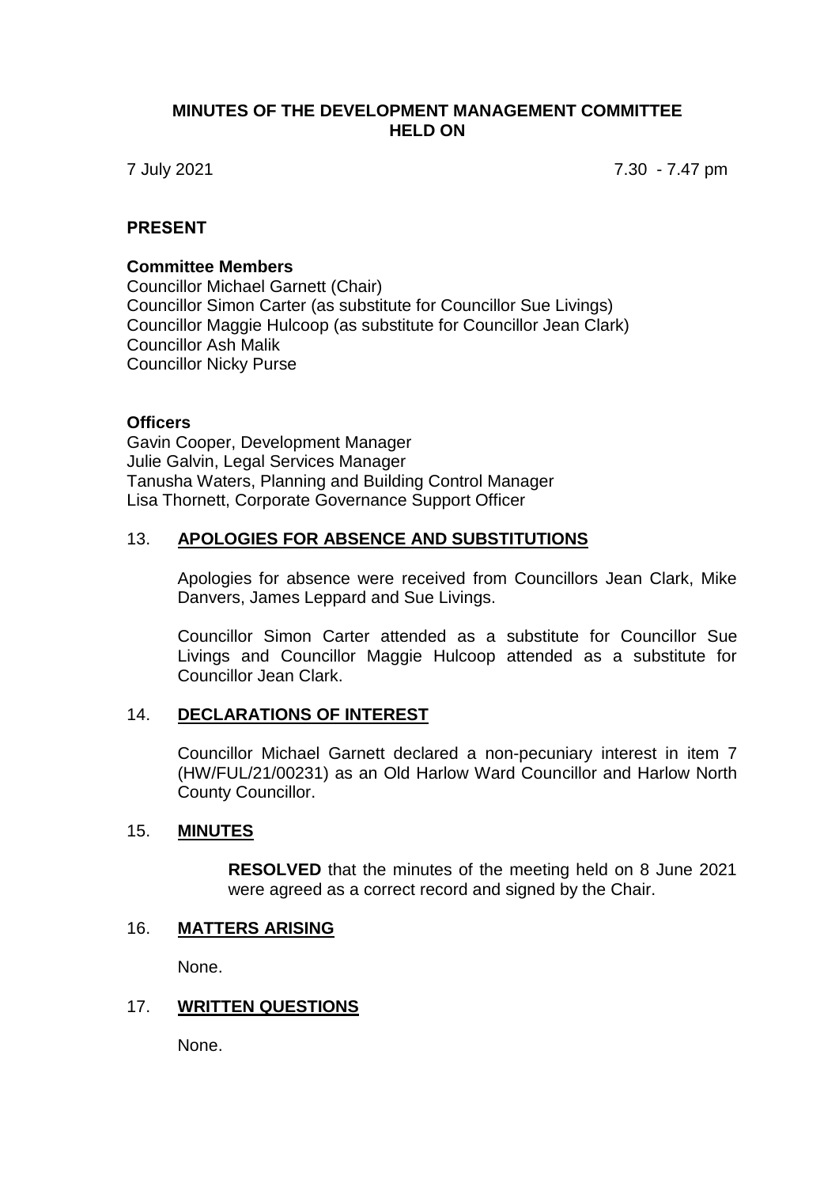# MINUTES OF THE DEVELOPMENT MANAGEMENT COMMITTEE HELD ON

7 July 2021 — 7.30 - 7.47 pm

## PRESENT

### Committee Members

Councillor Michael Garnett (Chair)
Councillor Simon Carter (as substitute for Councillor Sue Livings)
Councillor Maggie Hulcoop (as substitute for Councillor Jean Clark)
Councillor Ash Malik
Councillor Nicky Purse

### Officers

Gavin Cooper, Development Manager
Julie Galvin, Legal Services Manager
Tanusha Waters, Planning and Building Control Manager
Lisa Thornett, Corporate Governance Support Officer

## 13. APOLOGIES FOR ABSENCE AND SUBSTITUTIONS

Apologies for absence were received from Councillors Jean Clark, Mike Danvers, James Leppard and Sue Livings.

Councillor Simon Carter attended as a substitute for Councillor Sue Livings and Councillor Maggie Hulcoop attended as a substitute for Councillor Jean Clark.

## 14. DECLARATIONS OF INTEREST

Councillor Michael Garnett declared a non-pecuniary interest in item 7 (HW/FUL/21/00231) as an Old Harlow Ward Councillor and Harlow North County Councillor.

## 15. MINUTES

**RESOLVED** that the minutes of the meeting held on 8 June 2021 were agreed as a correct record and signed by the Chair.

## 16. MATTERS ARISING

None.

## 17. WRITTEN QUESTIONS

None.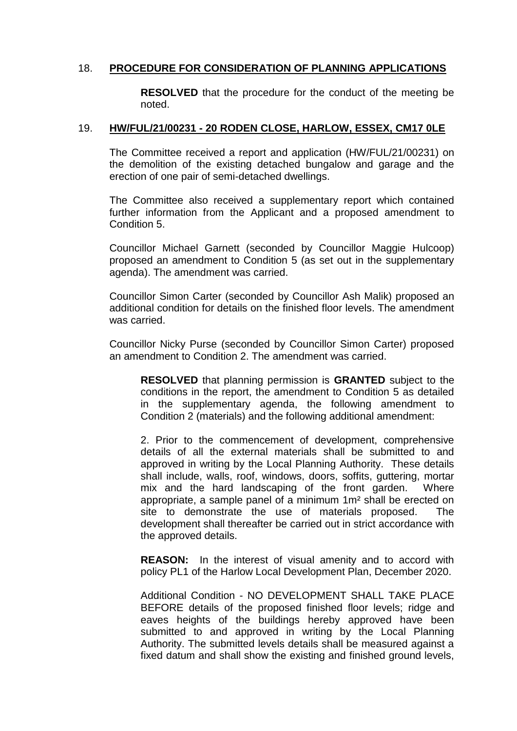## 18. PROCEDURE FOR CONSIDERATION OF PLANNING APPLICATIONS

**RESOLVED** that the procedure for the conduct of the meeting be noted.

## 19. HW/FUL/21/00231 - 20 RODEN CLOSE, HARLOW, ESSEX, CM17 0LE

The Committee received a report and application (HW/FUL/21/00231) on the demolition of the existing detached bungalow and garage and the erection of one pair of semi-detached dwellings.

The Committee also received a supplementary report which contained further information from the Applicant and a proposed amendment to Condition 5.

Councillor Michael Garnett (seconded by Councillor Maggie Hulcoop) proposed an amendment to Condition 5 (as set out in the supplementary agenda). The amendment was carried.

Councillor Simon Carter (seconded by Councillor Ash Malik) proposed an additional condition for details on the finished floor levels. The amendment was carried.

Councillor Nicky Purse (seconded by Councillor Simon Carter) proposed an amendment to Condition 2. The amendment was carried.

**RESOLVED** that planning permission is **GRANTED** subject to the conditions in the report, the amendment to Condition 5 as detailed in the supplementary agenda, the following amendment to Condition 2 (materials) and the following additional amendment:

2. Prior to the commencement of development, comprehensive details of all the external materials shall be submitted to and approved in writing by the Local Planning Authority. These details shall include, walls, roof, windows, doors, soffits, guttering, mortar mix and the hard landscaping of the front garden. Where appropriate, a sample panel of a minimum 1m² shall be erected on site to demonstrate the use of materials proposed. The development shall thereafter be carried out in strict accordance with the approved details.

**REASON:** In the interest of visual amenity and to accord with policy PL1 of the Harlow Local Development Plan, December 2020.

Additional Condition - NO DEVELOPMENT SHALL TAKE PLACE BEFORE details of the proposed finished floor levels; ridge and eaves heights of the buildings hereby approved have been submitted to and approved in writing by the Local Planning Authority. The submitted levels details shall be measured against a fixed datum and shall show the existing and finished ground levels,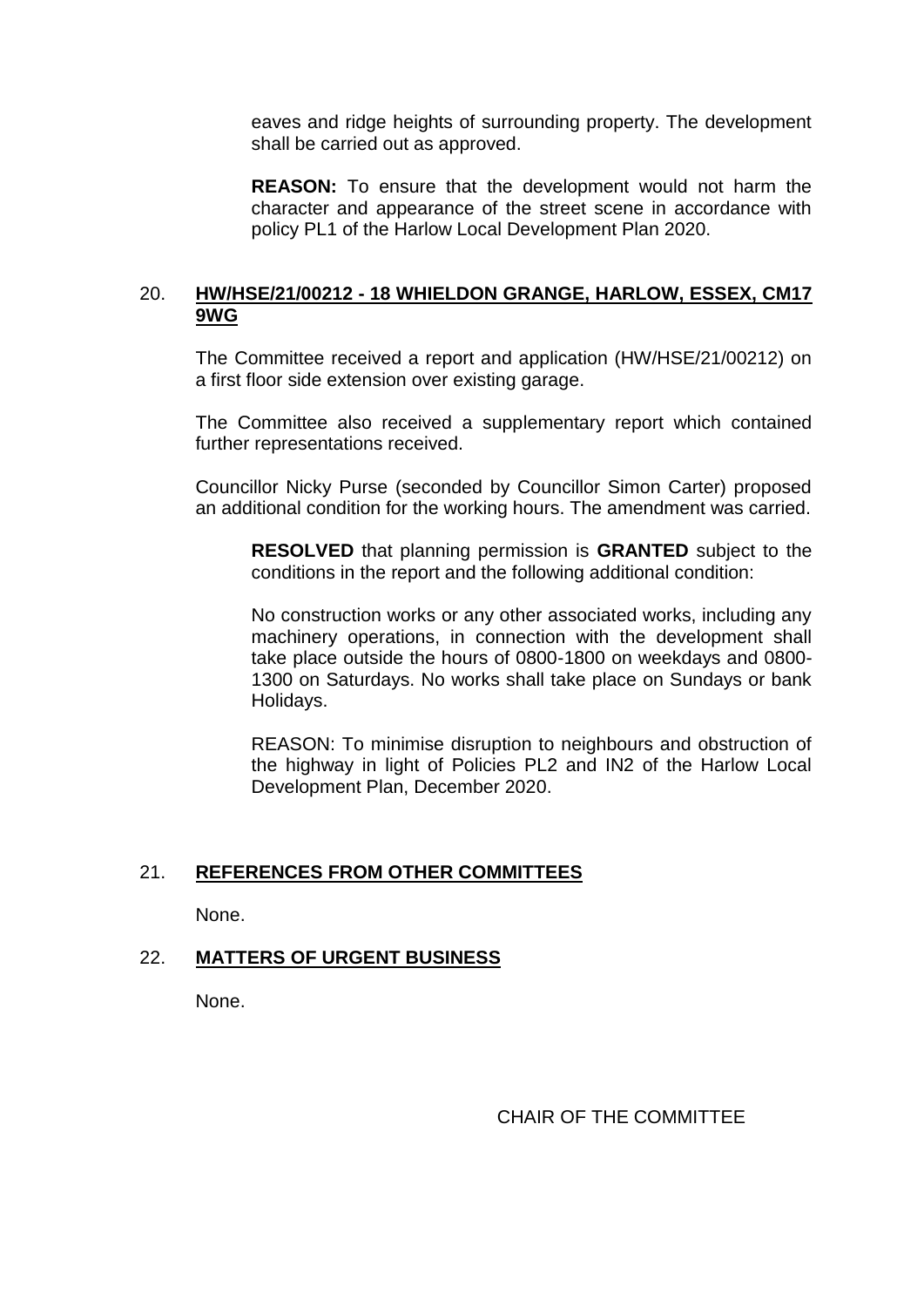eaves and ridge heights of surrounding property. The development shall be carried out as approved.

**REASON:** To ensure that the development would not harm the character and appearance of the street scene in accordance with policy PL1 of the Harlow Local Development Plan 2020.

## 20. HW/HSE/21/00212 - 18 WHIELDON GRANGE, HARLOW, ESSEX, CM17 9WG

The Committee received a report and application (HW/HSE/21/00212) on a first floor side extension over existing garage.

The Committee also received a supplementary report which contained further representations received.

Councillor Nicky Purse (seconded by Councillor Simon Carter) proposed an additional condition for the working hours. The amendment was carried.

**RESOLVED** that planning permission is **GRANTED** subject to the conditions in the report and the following additional condition:

No construction works or any other associated works, including any machinery operations, in connection with the development shall take place outside the hours of 0800-1800 on weekdays and 0800-1300 on Saturdays. No works shall take place on Sundays or bank Holidays.

REASON: To minimise disruption to neighbours and obstruction of the highway in light of Policies PL2 and IN2 of the Harlow Local Development Plan, December 2020.

## 21. REFERENCES FROM OTHER COMMITTEES

None.

## 22. MATTERS OF URGENT BUSINESS

None.

CHAIR OF THE COMMITTEE